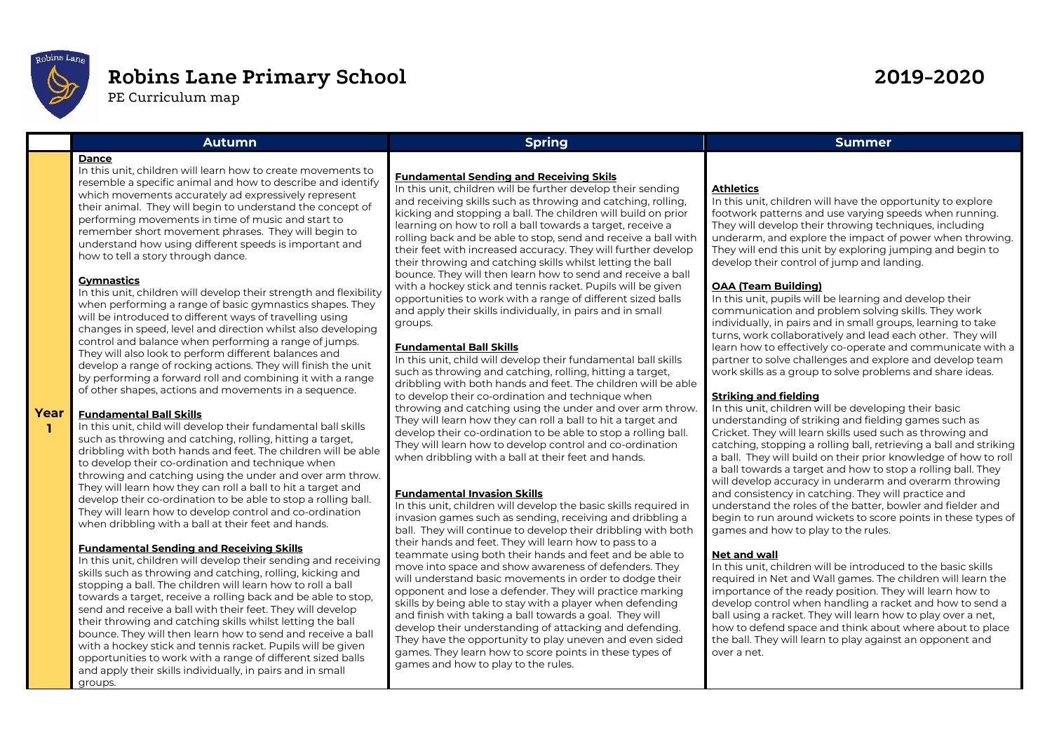# Robins Lane Primary School

PE Curriculum map

**2019-2020**

| | Autumn | Spring | Summer |
|---|---|---|---|
| **Year 1** | **Dance**<br>In this unit, children will learn how to create movements to resemble a specific animal and how to describe and identify which movements accurately ad expressively represent their animal. They will begin to understand the concept of performing movements in time of music and start to remember short movement phrases. They will begin to understand how using different speeds is important and how to tell a story through dance.<br><br>**Gymnastics**<br>In this unit, children will develop their strength and flexibility when performing a range of basic gymnastics shapes. They will be introduced to different ways of travelling using changes in speed, level and direction whilst also developing control and balance when performing a range of jumps. They will also look to perform different balances and develop a range of rocking actions. They will finish the unit by performing a forward roll and combining it with a range of other shapes, actions and movements in a sequence.<br><br>**Fundamental Ball Skills**<br>In this unit, child will develop their fundamental ball skills such as throwing and catching, rolling, hitting a target, dribbling with both hands and feet. The children will be able to develop their co-ordination and technique when throwing and catching using the under and over arm throw. They will learn how they can roll a ball to hit a target and develop their co-ordination to be able to stop a rolling ball. They will learn how to develop control and co-ordination when dribbling with a ball at their feet and hands.<br><br>**Fundamental Sending and Receiving Skills**<br>In this unit, children will develop their sending and receiving skills such as throwing and catching, rolling, kicking and stopping a ball. The children will learn how to roll a ball towards a target, receive a rolling back and be able to stop, send and receive a ball with their feet. They will develop their throwing and catching skills whilst letting the ball bounce. They will then learn how to send and receive a ball with a hockey stick and tennis racket. Pupils will be given opportunities to work with a range of different sized balls and apply their skills individually, in pairs and in small groups. | **Fundamental Sending and Receiving Skils**<br>In this unit, children will be further develop their sending and receiving skills such as throwing and catching, rolling, kicking and stopping a ball. The children will build on prior learning on how to roll a ball towards a target, receive a rolling back and be able to stop, send and receive a ball with their feet with increased accuracy. They will further develop their throwing and catching skills whilst letting the ball bounce. They will then learn how to send and receive a ball with a hockey stick and tennis racket. Pupils will be given opportunities to work with a range of different sized balls and apply their skills individually, in pairs and in small groups.<br><br>**Fundamental Ball Skills**<br>In this unit, child will develop their fundamental ball skills such as throwing and catching, rolling, hitting a target, dribbling with both hands and feet. The children will be able to develop their co-ordination and technique when throwing and catching using the under and over arm throw. They will learn how they can roll a ball to hit a target and develop their co-ordination to be able to stop a rolling ball. They will learn how to develop control and co-ordination when dribbling with a ball at their feet and hands.<br><br>**Fundamental Invasion Skills**<br>In this unit, children will develop the basic skills required in invasion games such as sending, receiving and dribbling a ball. They will continue to develop their dribbling with both their hands and feet. They will learn how to pass to a teammate using both their hands and feet and be able to move into space and show awareness of defenders. They will understand basic movements in order to dodge their opponent and lose a defender. They will practice marking skills by being able to stay with a player when defending and finish with taking a ball towards a goal. They will develop their understanding of attacking and defending. They have the opportunity to play uneven and even sided games. They learn how to score points in these types of games and how to play to the rules. | **Athletics**<br>In this unit, children will have the opportunity to explore footwork patterns and use varying speeds when running. They will develop their throwing techniques, including underarm, and explore the impact of power when throwing. They will end this unit by exploring jumping and begin to develop their control of jump and landing.<br><br>**OAA (Team Building)**<br>In this unit, pupils will be learning and develop their communication and problem solving skills. They work individually, in pairs and in small groups, learning to take turns, work collaboratively and lead each other. They will learn how to effectively co-operate and communicate with a partner to solve challenges and explore and develop team work skills as a group to solve problems and share ideas.<br><br>**Striking and fielding**<br>In this unit, children will be developing their basic understanding of striking and fielding games such as Cricket. They will learn skills used such as throwing and catching, stopping a rolling ball, retrieving a ball and striking a ball. They will build on their prior knowledge of how to roll a ball towards a target and how to stop a rolling ball. They will develop accuracy in underarm and overarm throwing and consistency in catching. They will practice and understand the roles of the batter, bowler and fielder and begin to run around wickets to score points in these types of games and how to play to the rules.<br><br>**Net and wall**<br>In this unit, children will be introduced to the basic skills required in Net and Wall games. The children will learn the importance of the ready position. They will learn how to develop control when handling a racket and how to send a ball using a racket. They will learn how to play over a net, how to defend space and think about where about to place the ball. They will learn to play against an opponent and over a net. |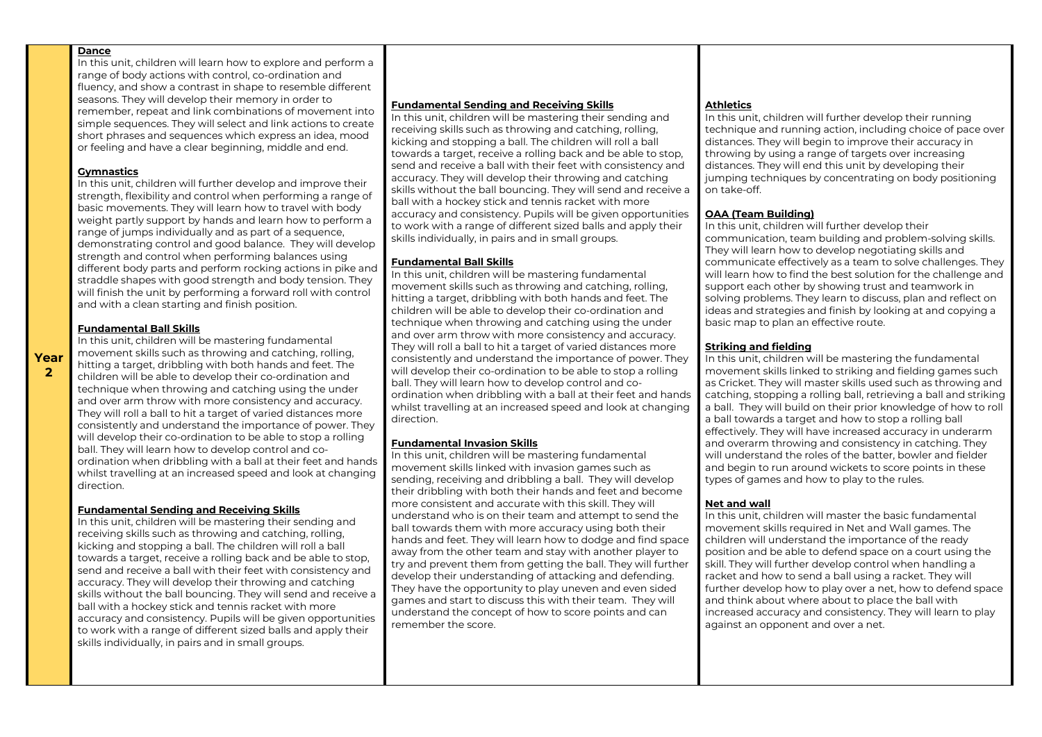## Year 2

### Dance

In this unit, children will learn how to explore and perform a range of body actions with control, co-ordination and fluency, and show a contrast in shape to resemble different seasons. They will develop their memory in order to remember, repeat and link combinations of movement into simple sequences. They will select and link actions to create short phrases and sequences which express an idea, mood or feeling and have a clear beginning, middle and end.

### Gymnastics

In this unit, children will further develop and improve their strength, flexibility and control when performing a range of basic movements. They will learn how to travel with body weight partly support by hands and learn how to perform a range of jumps individually and as part of a sequence, demonstrating control and good balance. They will develop strength and control when performing balances using different body parts and perform rocking actions in pike and straddle shapes with good strength and body tension. They will finish the unit by performing a forward roll with control and with a clean starting and finish position.

### Fundamental Ball Skills

In this unit, children will be mastering fundamental movement skills such as throwing and catching, rolling, hitting a target, dribbling with both hands and feet. The children will be able to develop their co-ordination and technique when throwing and catching using the under and over arm throw with more consistency and accuracy. They will roll a ball to hit a target of varied distances more consistently and understand the importance of power. They will develop their co-ordination to be able to stop a rolling ball. They will learn how to develop control and co-ordination when dribbling with a ball at their feet and hands whilst travelling at an increased speed and look at changing direction.

### Fundamental Sending and Receiving Skills

In this unit, children will be mastering their sending and receiving skills such as throwing and catching, rolling, kicking and stopping a ball. The children will roll a ball towards a target, receive a rolling back and be able to stop, send and receive a ball with their feet with consistency and accuracy. They will develop their throwing and catching skills without the ball bouncing. They will send and receive a ball with a hockey stick and tennis racket with more accuracy and consistency. Pupils will be given opportunities to work with a range of different sized balls and apply their skills individually, in pairs and in small groups.

### Fundamental Sending and Receiving Skills

In this unit, children will be mastering their sending and receiving skills such as throwing and catching, rolling, kicking and stopping a ball. The children will roll a ball towards a target, receive a rolling back and be able to stop, send and receive a ball with their feet with consistency and accuracy. They will develop their throwing and catching skills without the ball bouncing. They will send and receive a ball with a hockey stick and tennis racket with more accuracy and consistency. Pupils will be given opportunities to work with a range of different sized balls and apply their skills individually, in pairs and in small groups.

### Fundamental Ball Skills

In this unit, children will be mastering fundamental movement skills such as throwing and catching, rolling, hitting a target, dribbling with both hands and feet. The children will be able to develop their co-ordination and technique when throwing and catching using the under and over arm throw with more consistency and accuracy. They will roll a ball to hit a target of varied distances more consistently and understand the importance of power. They will develop their co-ordination to be able to stop a rolling ball. They will learn how to develop control and co-ordination when dribbling with a ball at their feet and hands whilst travelling at an increased speed and look at changing direction.

### Fundamental Invasion Skills

In this unit, children will be mastering fundamental movement skills linked with invasion games such as sending, receiving and dribbling a ball. They will develop their dribbling with both their hands and feet and become more consistent and accurate with this skill. They will understand who is on their team and attempt to send the ball towards them with more accuracy using both their hands and feet. They will learn how to dodge and find space away from the other team and stay with another player to try and prevent them from getting the ball. They will further develop their understanding of attacking and defending. They have the opportunity to play uneven and even sided games and start to discuss this with their team. They will understand the concept of how to score points and can remember the score.

### Athletics

In this unit, children will further develop their running technique and running action, including choice of pace over distances. They will begin to improve their accuracy in throwing by using a range of targets over increasing distances. They will end this unit by developing their jumping techniques by concentrating on body positioning on take-off.

### OAA (Team Building)

In this unit, children will further develop their communication, team building and problem-solving skills. They will learn how to develop negotiating skills and communicate effectively as a team to solve challenges. They will learn how to find the best solution for the challenge and support each other by showing trust and teamwork in solving problems. They learn to discuss, plan and reflect on ideas and strategies and finish by looking at and copying a basic map to plan an effective route.

### Striking and fielding

In this unit, children will be mastering the fundamental movement skills linked to striking and fielding games such as Cricket. They will master skills used such as throwing and catching, stopping a rolling ball, retrieving a ball and striking a ball. They will build on their prior knowledge of how to roll a ball towards a target and how to stop a rolling ball effectively. They will have increased accuracy in underarm and overarm throwing and consistency in catching. They will understand the roles of the batter, bowler and fielder and begin to run around wickets to score points in these types of games and how to play to the rules.

### Net and wall

In this unit, children will master the basic fundamental movement skills required in Net and Wall games. The children will understand the importance of the ready position and be able to defend space on a court using the skill. They will further develop control when handling a racket and how to send a ball using a racket. They will further develop how to play over a net, how to defend space and think about where about to place the ball with increased accuracy and consistency. They will learn to play against an opponent and over a net.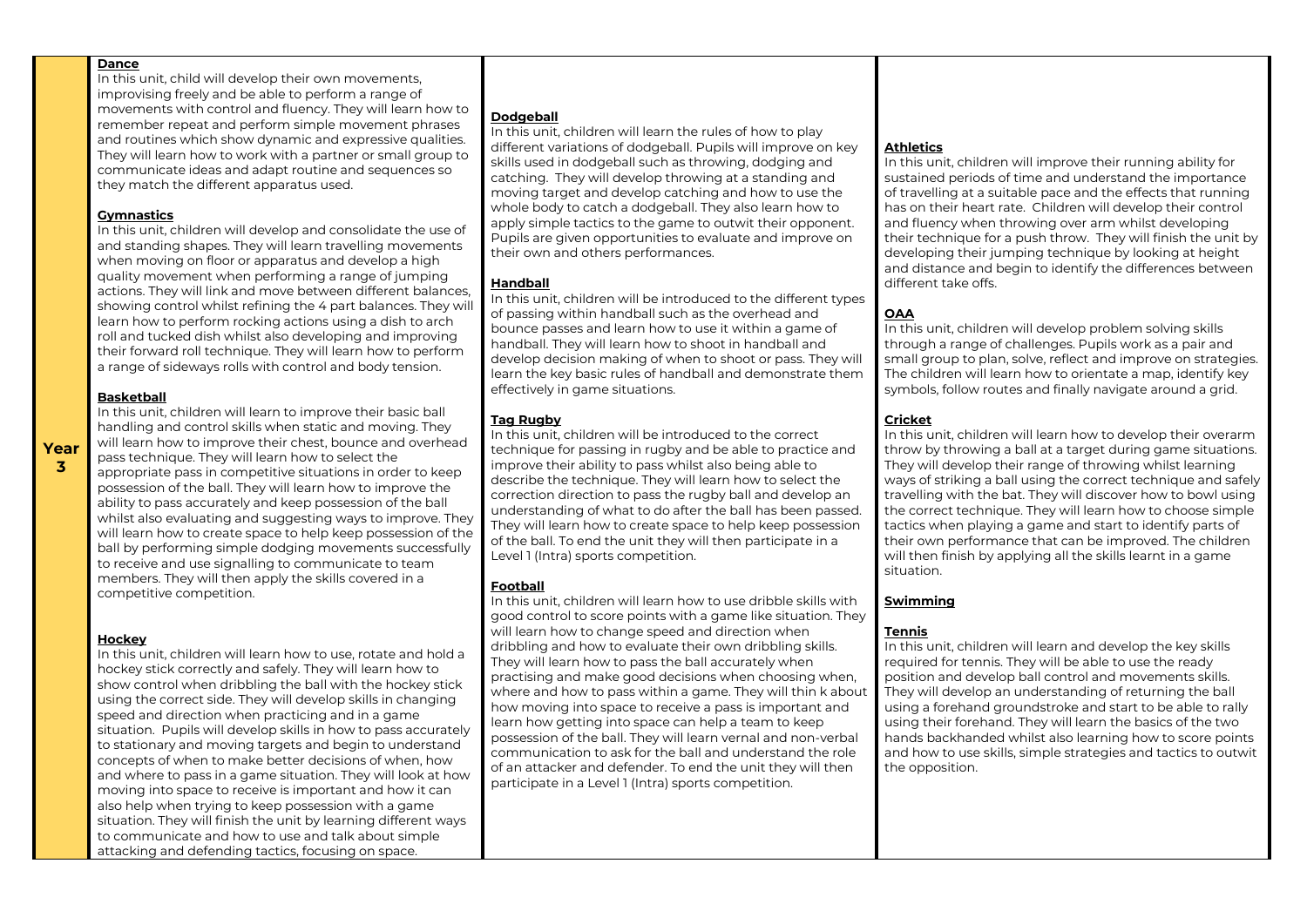## Year 3

**Dance**

In this unit, child will develop their own movements, improvising freely and be able to perform a range of movements with control and fluency. They will learn how to remember repeat and perform simple movement phrases and routines which show dynamic and expressive qualities. They will learn how to work with a partner or small group to communicate ideas and adapt routine and sequences so they match the different apparatus used.

**Gymnastics**

In this unit, children will develop and consolidate the use of and standing shapes. They will learn travelling movements when moving on floor or apparatus and develop a high quality movement when performing a range of jumping actions. They will link and move between different balances, showing control whilst refining the 4 part balances. They will learn how to perform rocking actions using a dish to arch roll and tucked dish whilst also developing and improving their forward roll technique. They will learn how to perform a range of sideways rolls with control and body tension.

**Basketball**

In this unit, children will learn to improve their basic ball handling and control skills when static and moving. They will learn how to improve their chest, bounce and overhead pass technique. They will learn how to select the appropriate pass in competitive situations in order to keep possession of the ball. They will learn how to improve the ability to pass accurately and keep possession of the ball whilst also evaluating and suggesting ways to improve. They will learn how to create space to help keep possession of the ball by performing simple dodging movements successfully to receive and use signalling to communicate to team members. They will then apply the skills covered in a competitive competition.

**Hockey**

In this unit, children will learn how to use, rotate and hold a hockey stick correctly and safely. They will learn how to show control when dribbling the ball with the hockey stick using the correct side. They will develop skills in changing speed and direction when practicing and in a game situation. Pupils will develop skills in how to pass accurately to stationary and moving targets and begin to understand concepts of when to make better decisions of when, how and where to pass in a game situation. They will look at how moving into space to receive is important and how it can also help when trying to keep possession with a game situation. They will finish the unit by learning different ways to communicate and how to use and talk about simple attacking and defending tactics, focusing on space.

**Dodgeball**

In this unit, children will learn the rules of how to play different variations of dodgeball. Pupils will improve on key skills used in dodgeball such as throwing, dodging and catching. They will develop throwing at a standing and moving target and develop catching and how to use the whole body to catch a dodgeball. They also learn how to apply simple tactics to the game to outwit their opponent. Pupils are given opportunities to evaluate and improve on their own and others performances.

**Handball**

In this unit, children will be introduced to the different types of passing within handball such as the overhead and bounce passes and learn how to use it within a game of handball. They will learn how to shoot in handball and develop decision making of when to shoot or pass. They will learn the key basic rules of handball and demonstrate them effectively in game situations.

**Tag Rugby**

In this unit, children will be introduced to the correct technique for passing in rugby and be able to practice and improve their ability to pass whilst also being able to describe the technique. They will learn how to select the correction direction to pass the rugby ball and develop an understanding of what to do after the ball has been passed. They will learn how to create space to help keep possession of the ball. To end the unit they will then participate in a Level 1 (Intra) sports competition.

**Football**

In this unit, children will learn how to use dribble skills with good control to score points with a game like situation. They will learn how to change speed and direction when dribbling and how to evaluate their own dribbling skills. They will learn how to pass the ball accurately when practising and make good decisions when choosing when, where and how to pass within a game. They will thin k about how moving into space to receive a pass is important and learn how getting into space can help a team to keep possession of the ball. They will learn vernal and non-verbal communication to ask for the ball and understand the role of an attacker and defender. To end the unit they will then participate in a Level 1 (Intra) sports competition.

**Athletics**

In this unit, children will improve their running ability for sustained periods of time and understand the importance of travelling at a suitable pace and the effects that running has on their heart rate. Children will develop their control and fluency when throwing over arm whilst developing their technique for a push throw. They will finish the unit by developing their jumping technique by looking at height and distance and begin to identify the differences between different take offs.

**OAA**

In this unit, children will develop problem solving skills through a range of challenges. Pupils work as a pair and small group to plan, solve, reflect and improve on strategies. The children will learn how to orientate a map, identify key symbols, follow routes and finally navigate around a grid.

**Cricket**

In this unit, children will learn how to develop their overarm throw by throwing a ball at a target during game situations. They will develop their range of throwing whilst learning ways of striking a ball using the correct technique and safely travelling with the bat. They will discover how to bowl using the correct technique. They will learn how to choose simple tactics when playing a game and start to identify parts of their own performance that can be improved. The children will then finish by applying all the skills learnt in a game situation.

**Swimming**

**Tennis**

In this unit, children will learn and develop the key skills required for tennis. They will be able to use the ready position and develop ball control and movements skills. They will develop an understanding of returning the ball using a forehand groundstroke and start to be able to rally using their forehand. They will learn the basics of the two hands backhanded whilst also learning how to score points and how to use skills, simple strategies and tactics to outwit the opposition.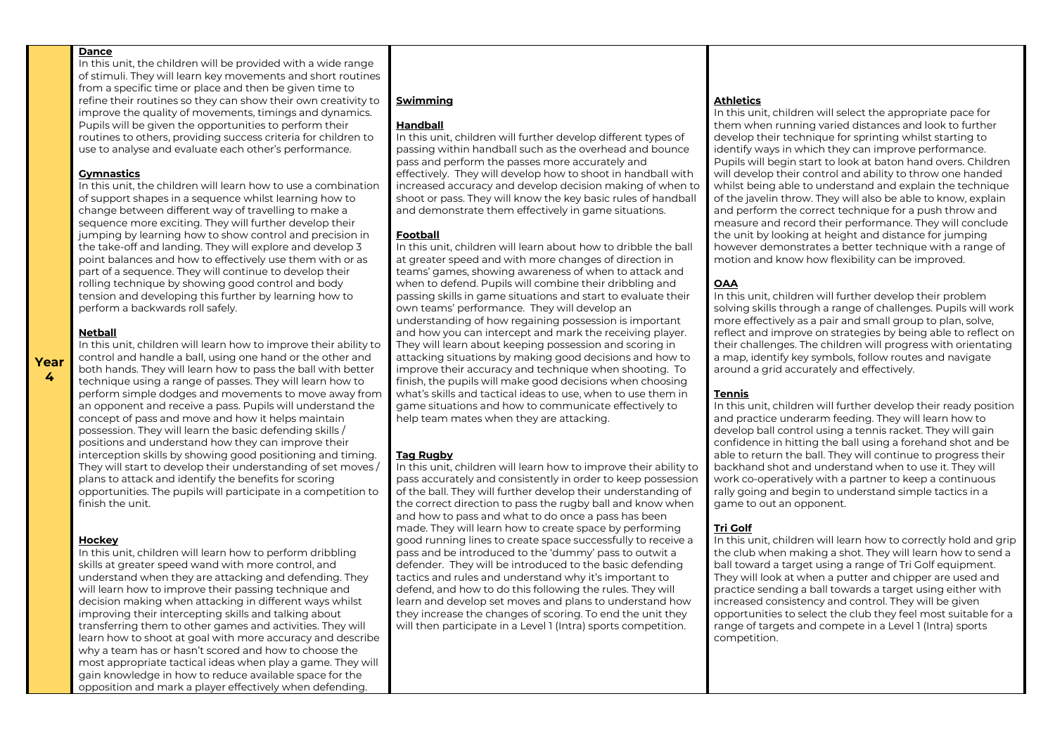## Year 4

### Dance

In this unit, the children will be provided with a wide range of stimuli. They will learn key movements and short routines from a specific time or place and then be given time to refine their routines so they can show their own creativity to improve the quality of movements, timings and dynamics. Pupils will be given the opportunities to perform their routines to others, providing success criteria for children to use to analyse and evaluate each other's performance.

### Gymnastics

In this unit, the children will learn how to use a combination of support shapes in a sequence whilst learning how to change between different way of travelling to make a sequence more exciting. They will further develop their jumping by learning how to show control and precision in the take-off and landing. They will explore and develop 3 point balances and how to effectively use them with or as part of a sequence. They will continue to develop their rolling technique by showing good control and body tension and developing this further by learning how to perform a backwards roll safely.

### Netball

In this unit, children will learn how to improve their ability to control and handle a ball, using one hand or the other and both hands. They will learn how to pass the ball with better technique using a range of passes. They will learn how to perform simple dodges and movements to move away from an opponent and receive a pass. Pupils will understand the concept of pass and move and how it helps maintain possession. They will learn the basic defending skills / positions and understand how they can improve their interception skills by showing good positioning and timing. They will start to develop their understanding of set moves / plans to attack and identify the benefits for scoring opportunities. The pupils will participate in a competition to finish the unit.

### Hockey

In this unit, children will learn how to perform dribbling skills at greater speed wand with more control, and understand when they are attacking and defending. They will learn how to improve their passing technique and decision making when attacking in different ways whilst improving their intercepting skills and talking about transferring them to other games and activities. They will learn how to shoot at goal with more accuracy and describe why a team has or hasn't scored and how to choose the most appropriate tactical ideas when play a game. They will gain knowledge in how to reduce available space for the opposition and mark a player effectively when defending.

### Swimming

### Handball

In this unit, children will further develop different types of passing within handball such as the overhead and bounce pass and perform the passes more accurately and effectively. They will develop how to shoot in handball with increased accuracy and develop decision making of when to shoot or pass. They will know the key basic rules of handball and demonstrate them effectively in game situations.

### Football

In this unit, children will learn about how to dribble the ball at greater speed and with more changes of direction in teams' games, showing awareness of when to attack and when to defend. Pupils will combine their dribbling and passing skills in game situations and start to evaluate their own teams' performance. They will develop an understanding of how regaining possession is important and how you can intercept and mark the receiving player. They will learn about keeping possession and scoring in attacking situations by making good decisions and how to improve their accuracy and technique when shooting. To finish, the pupils will make good decisions when choosing what's skills and tactical ideas to use, when to use them in game situations and how to communicate effectively to help team mates when they are attacking.

### Tag Rugby

In this unit, children will learn how to improve their ability to pass accurately and consistently in order to keep possession of the ball. They will further develop their understanding of the correct direction to pass the rugby ball and know when and how to pass and what to do once a pass has been made. They will learn how to create space by performing good running lines to create space successfully to receive a pass and be introduced to the 'dummy' pass to outwit a defender. They will be introduced to the basic defending tactics and rules and understand why it's important to defend, and how to do this following the rules. They will learn and develop set moves and plans to understand how they increase the changes of scoring. To end the unit they will then participate in a Level 1 (Intra) sports competition.

### Athletics

In this unit, children will select the appropriate pace for them when running varied distances and look to further develop their technique for sprinting whilst starting to identify ways in which they can improve performance. Pupils will begin start to look at baton hand overs. Children will develop their control and ability to throw one handed whilst being able to understand and explain the technique of the javelin throw. They will also be able to know, explain and perform the correct technique for a push throw and measure and record their performance. They will conclude the unit by looking at height and distance for jumping however demonstrates a better technique with a range of motion and know how flexibility can be improved.

### OAA

In this unit, children will further develop their problem solving skills through a range of challenges. Pupils will work more effectively as a pair and small group to plan, solve, reflect and improve on strategies by being able to reflect on their challenges. The children will progress with orientating a map, identify key symbols, follow routes and navigate around a grid accurately and effectively.

### Tennis

In this unit, children will further develop their ready position and practice underarm feeding. They will learn how to develop ball control using a tennis racket. They will gain confidence in hitting the ball using a forehand shot and be able to return the ball. They will continue to progress their backhand shot and understand when to use it. They will work co-operatively with a partner to keep a continuous rally going and begin to understand simple tactics in a game to out an opponent.

### Tri Golf

In this unit, children will learn how to correctly hold and grip the club when making a shot. They will learn how to send a ball toward a target using a range of Tri Golf equipment. They will look at when a putter and chipper are used and practice sending a ball towards a target using either with increased consistency and control. They will be given opportunities to select the club they feel most suitable for a range of targets and compete in a Level 1 (Intra) sports competition.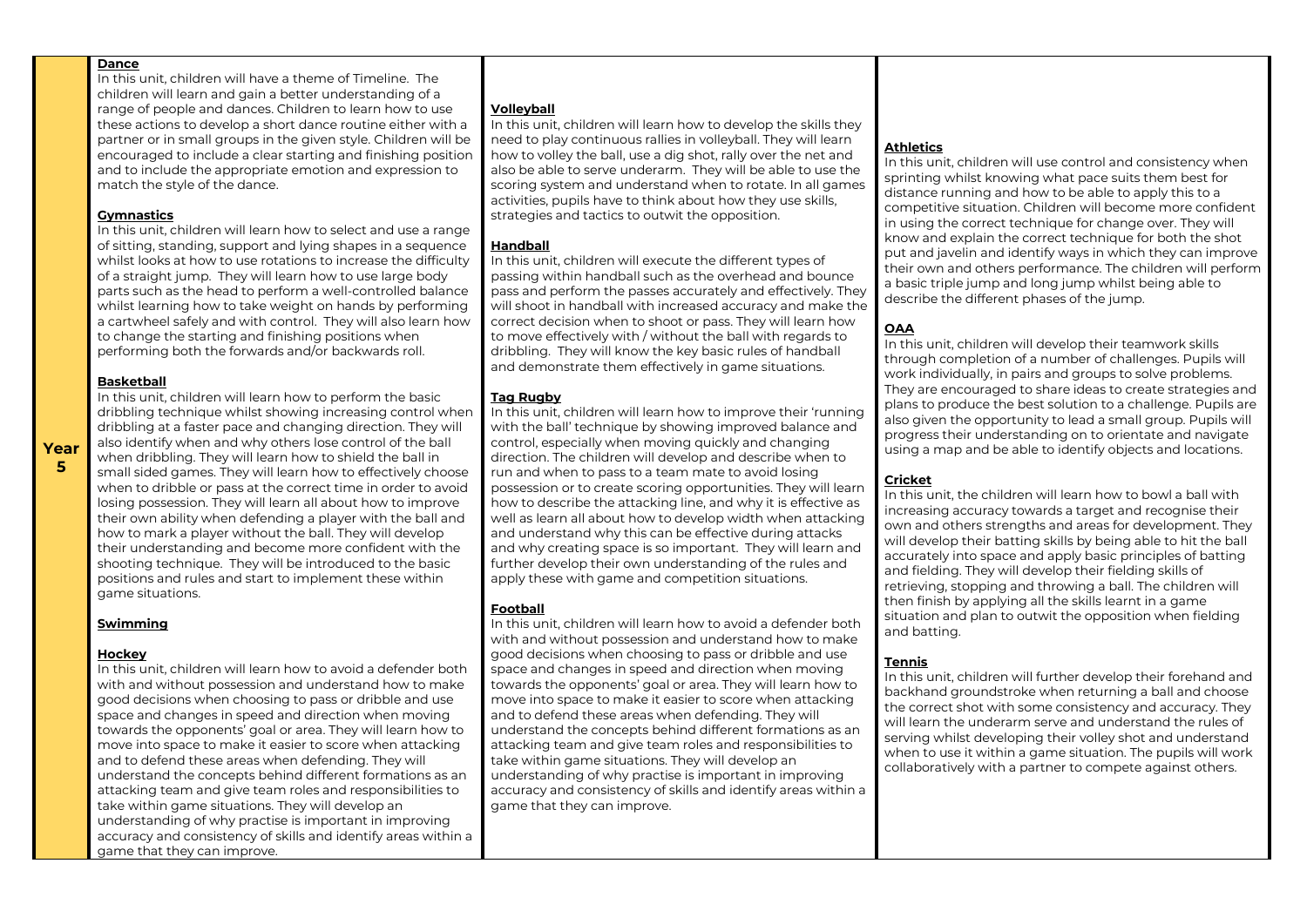## Year 5

### Dance

In this unit, children will have a theme of Timeline. The children will learn and gain a better understanding of a range of people and dances. Children to learn how to use these actions to develop a short dance routine either with a partner or in small groups in the given style. Children will be encouraged to include a clear starting and finishing position and to include the appropriate emotion and expression to match the style of the dance.

### Gymnastics

In this unit, children will learn how to select and use a range of sitting, standing, support and lying shapes in a sequence whilst looks at how to use rotations to increase the difficulty of a straight jump. They will learn how to use large body parts such as the head to perform a well-controlled balance whilst learning how to take weight on hands by performing a cartwheel safely and with control. They will also learn how to change the starting and finishing positions when performing both the forwards and/or backwards roll.

### Basketball

In this unit, children will learn how to perform the basic dribbling technique whilst showing increasing control when dribbling at a faster pace and changing direction. They will also identify when and why others lose control of the ball when dribbling. They will learn how to shield the ball in small sided games. They will learn how to effectively choose when to dribble or pass at the correct time in order to avoid losing possession. They will learn all about how to improve their own ability when defending a player with the ball and how to mark a player without the ball. They will develop their understanding and become more confident with the shooting technique. They will be introduced to the basic positions and rules and start to implement these within game situations.

### Swimming

### Hockey

In this unit, children will learn how to avoid a defender both with and without possession and understand how to make good decisions when choosing to pass or dribble and use space and changes in speed and direction when moving towards the opponents' goal or area. They will learn how to move into space to make it easier to score when attacking and to defend these areas when defending. They will understand the concepts behind different formations as an attacking team and give team roles and responsibilities to take within game situations. They will develop an understanding of why practise is important in improving accuracy and consistency of skills and identify areas within a game that they can improve.

### Volleyball

In this unit, children will learn how to develop the skills they need to play continuous rallies in volleyball. They will learn how to volley the ball, use a dig shot, rally over the net and also be able to serve underarm. They will be able to use the scoring system and understand when to rotate. In all games activities, pupils have to think about how they use skills, strategies and tactics to outwit the opposition.

### Handball

In this unit, children will execute the different types of passing within handball such as the overhead and bounce pass and perform the passes accurately and effectively. They will shoot in handball with increased accuracy and make the correct decision when to shoot or pass. They will learn how to move effectively with / without the ball with regards to dribbling. They will know the key basic rules of handball and demonstrate them effectively in game situations.

### Tag Rugby

In this unit, children will learn how to improve their 'running with the ball' technique by showing improved balance and control, especially when moving quickly and changing direction. The children will develop and describe when to run and when to pass to a team mate to avoid losing possession or to create scoring opportunities. They will learn how to describe the attacking line, and why it is effective as well as learn all about how to develop width when attacking and understand why this can be effective during attacks and why creating space is so important. They will learn and further develop their own understanding of the rules and apply these with game and competition situations.

### Football

In this unit, children will learn how to avoid a defender both with and without possession and understand how to make good decisions when choosing to pass or dribble and use space and changes in speed and direction when moving towards the opponents' goal or area. They will learn how to move into space to make it easier to score when attacking and to defend these areas when defending. They will understand the concepts behind different formations as an attacking team and give team roles and responsibilities to take within game situations. They will develop an understanding of why practise is important in improving accuracy and consistency of skills and identify areas within a game that they can improve.

### Athletics

In this unit, children will use control and consistency when sprinting whilst knowing what pace suits them best for distance running and how to be able to apply this to a competitive situation. Children will become more confident in using the correct technique for change over. They will know and explain the correct technique for both the shot put and javelin and identify ways in which they can improve their own and others performance. The children will perform a basic triple jump and long jump whilst being able to describe the different phases of the jump.

### OAA

In this unit, children will develop their teamwork skills through completion of a number of challenges. Pupils will work individually, in pairs and groups to solve problems. They are encouraged to share ideas to create strategies and plans to produce the best solution to a challenge. Pupils are also given the opportunity to lead a small group. Pupils will progress their understanding on to orientate and navigate using a map and be able to identify objects and locations.

### Cricket

In this unit, the children will learn how to bowl a ball with increasing accuracy towards a target and recognise their own and others strengths and areas for development. They will develop their batting skills by being able to hit the ball accurately into space and apply basic principles of batting and fielding. They will develop their fielding skills of retrieving, stopping and throwing a ball. The children will then finish by applying all the skills learnt in a game situation and plan to outwit the opposition when fielding and batting.

### Tennis

In this unit, children will further develop their forehand and backhand groundstroke when returning a ball and choose the correct shot with some consistency and accuracy. They will learn the underarm serve and understand the rules of serving whilst developing their volley shot and understand when to use it within a game situation. The pupils will work collaboratively with a partner to compete against others.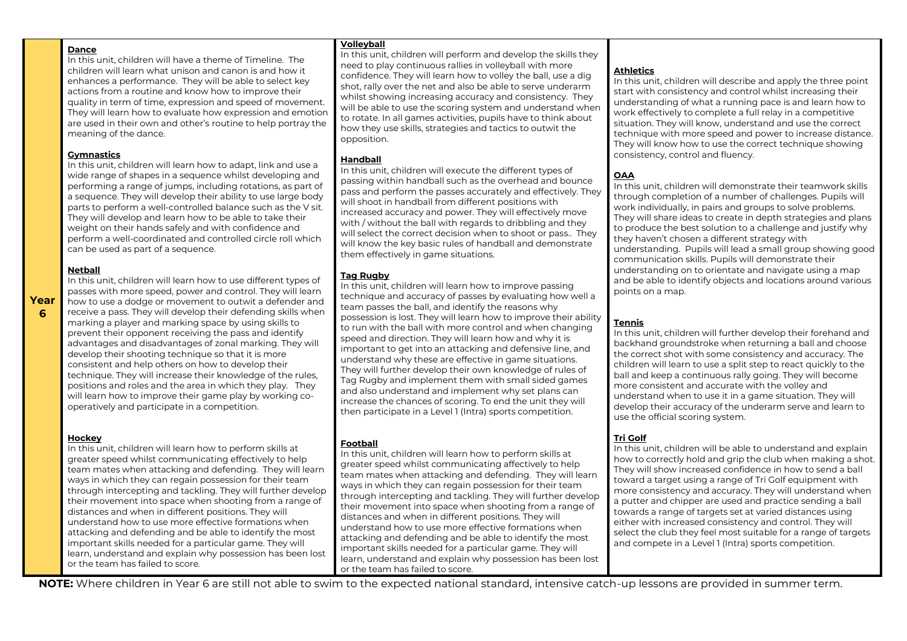## Year 6

### Dance

In this unit, children will have a theme of Timeline. The children will learn what unison and canon is and how it enhances a performance. They will be able to select key actions from a routine and know how to improve their quality in term of time, expression and speed of movement. They will learn how to evaluate how expression and emotion are used in their own and other's routine to help portray the meaning of the dance.

### Gymnastics

In this unit, children will learn how to adapt, link and use a wide range of shapes in a sequence whilst developing and performing a range of jumps, including rotations, as part of a sequence. They will develop their ability to use large body parts to perform a well-controlled balance such as the V sit. They will develop and learn how to be able to take their weight on their hands safely and with confidence and perform a well-coordinated and controlled circle roll which can be used as part of a sequence.

### Netball

In this unit, children will learn how to use different types of passes with more speed, power and control. They will learn how to use a dodge or movement to outwit a defender and receive a pass. They will develop their defending skills when marking a player and marking space by using skills to prevent their opponent receiving the pass and identify advantages and disadvantages of zonal marking. They will develop their shooting technique so that it is more consistent and help others on how to develop their technique. They will increase their knowledge of the rules, positions and roles and the area in which they play. They will learn how to improve their game play by working co-operatively and participate in a competition.

### Hockey

In this unit, children will learn how to perform skills at greater speed whilst communicating effectively to help team mates when attacking and defending. They will learn ways in which they can regain possession for their team through intercepting and tackling. They will further develop their movement into space when shooting from a range of distances and when in different positions. They will understand how to use more effective formations when attacking and defending and be able to identify the most important skills needed for a particular game. They will learn, understand and explain why possession has been lost or the team has failed to score.

### Volleyball

In this unit, children will perform and develop the skills they need to play continuous rallies in volleyball with more confidence. They will learn how to volley the ball, use a dig shot, rally over the net and also be able to serve underarm whilst showing increasing accuracy and consistency. They will be able to use the scoring system and understand when to rotate. In all games activities, pupils have to think about how they use skills, strategies and tactics to outwit the opposition.

### Handball

In this unit, children will execute the different types of passing within handball such as the overhead and bounce pass and perform the passes accurately and effectively. They will shoot in handball from different positions with increased accuracy and power. They will effectively move with / without the ball with regards to dribbling and they will select the correct decision when to shoot or pass.. They will know the key basic rules of handball and demonstrate them effectively in game situations.

### Tag Rugby

In this unit, children will learn how to improve passing technique and accuracy of passes by evaluating how well a team passes the ball, and identify the reasons why possession is lost. They will learn how to improve their ability to run with the ball with more control and when changing speed and direction. They will learn how and why it is important to get into an attacking and defensive line, and understand why these are effective in game situations. They will further develop their own knowledge of rules of Tag Rugby and implement them with small sided games and also understand and implement why set plans can increase the chances of scoring. To end the unit they will then participate in a Level 1 (Intra) sports competition.

### Football

In this unit, children will learn how to perform skills at greater speed whilst communicating affectively to help team mates when attacking and defending. They will learn ways in which they can regain possession for their team through intercepting and tackling. They will further develop their movement into space when shooting from a range of distances and when in different positions. They will understand how to use more effective formations when attacking and defending and be able to identify the most important skills needed for a particular game. They will learn, understand and explain why possession has been lost or the team has failed to score.

### Athletics

In this unit, children will describe and apply the three point start with consistency and control whilst increasing their understanding of what a running pace is and learn how to work effectively to complete a full relay in a competitive situation. They will know, understand and use the correct technique with more speed and power to increase distance. They will know how to use the correct technique showing consistency, control and fluency.

### OAA

In this unit, children will demonstrate their teamwork skills through completion of a number of challenges. Pupils will work individually, in pairs and groups to solve problems. They will share ideas to create in depth strategies and plans to produce the best solution to a challenge and justify why they haven't chosen a different strategy with understanding. Pupils will lead a small group showing good communication skills. Pupils will demonstrate their understanding on to orientate and navigate using a map and be able to identify objects and locations around various points on a map.

### Tennis

In this unit, children will further develop their forehand and backhand groundstroke when returning a ball and choose the correct shot with some consistency and accuracy. The children will learn to use a split step to react quickly to the ball and keep a continuous rally going. They will become more consistent and accurate with the volley and understand when to use it in a game situation. They will develop their accuracy of the underarm serve and learn to use the official scoring system.

### Tri Golf

In this unit, children will be able to understand and explain how to correctly hold and grip the club when making a shot. They will show increased confidence in how to send a ball toward a target using a range of Tri Golf equipment with more consistency and accuracy. They will understand when a putter and chipper are used and practice sending a ball towards a range of targets set at varied distances using either with increased consistency and control. They will select the club they feel most suitable for a range of targets and compete in a Level 1 (Intra) sports competition.

**NOTE:** Where children in Year 6 are still not able to swim to the expected national standard, intensive catch-up lessons are provided in summer term.